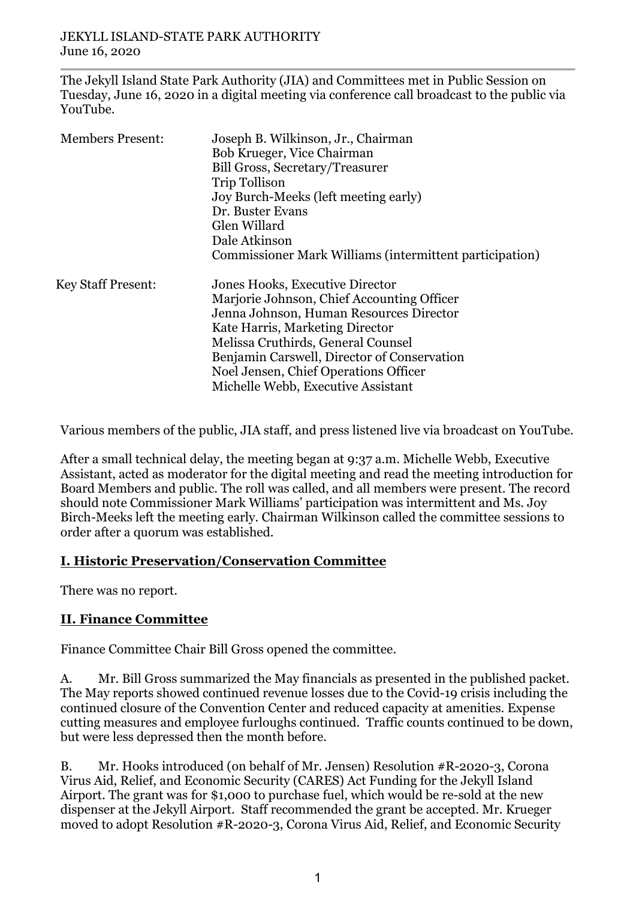JEKYLL ISLAND-STATE PARK AUTHORITY
June 16, 2020

The Jekyll Island State Park Authority (JIA) and Committees met in Public Session on Tuesday, June 16, 2020 in a digital meeting via conference call broadcast to the public via YouTube.

| | |
|---|---|
| Members Present: | Joseph B. Wilkinson, Jr., Chairman<br>Bob Krueger, Vice Chairman<br>Bill Gross, Secretary/Treasurer<br>Trip Tollison<br>Joy Burch-Meeks (left meeting early)<br>Dr. Buster Evans<br>Glen Willard<br>Dale Atkinson<br>Commissioner Mark Williams (intermittent participation) |
| Key Staff Present: | Jones Hooks, Executive Director<br>Marjorie Johnson, Chief Accounting Officer<br>Jenna Johnson, Human Resources Director<br>Kate Harris, Marketing Director<br>Melissa Cruthirds, General Counsel<br>Benjamin Carswell, Director of Conservation<br>Noel Jensen, Chief Operations Officer<br>Michelle Webb, Executive Assistant |

Various members of the public, JIA staff, and press listened live via broadcast on YouTube.

After a small technical delay, the meeting began at 9:37 a.m. Michelle Webb, Executive Assistant, acted as moderator for the digital meeting and read the meeting introduction for Board Members and public. The roll was called, and all members were present. The record should note Commissioner Mark Williams' participation was intermittent and Ms. Joy Birch-Meeks left the meeting early. Chairman Wilkinson called the committee sessions to order after a quorum was established.

## I. Historic Preservation/Conservation Committee

There was no report.

## II. Finance Committee

Finance Committee Chair Bill Gross opened the committee.

A. Mr. Bill Gross summarized the May financials as presented in the published packet. The May reports showed continued revenue losses due to the Covid-19 crisis including the continued closure of the Convention Center and reduced capacity at amenities. Expense cutting measures and employee furloughs continued. Traffic counts continued to be down, but were less depressed then the month before.

B. Mr. Hooks introduced (on behalf of Mr. Jensen) Resolution #R-2020-3, Corona Virus Aid, Relief, and Economic Security (CARES) Act Funding for the Jekyll Island Airport. The grant was for $1,000 to purchase fuel, which would be re-sold at the new dispenser at the Jekyll Airport. Staff recommended the grant be accepted. Mr. Krueger moved to adopt Resolution #R-2020-3, Corona Virus Aid, Relief, and Economic Security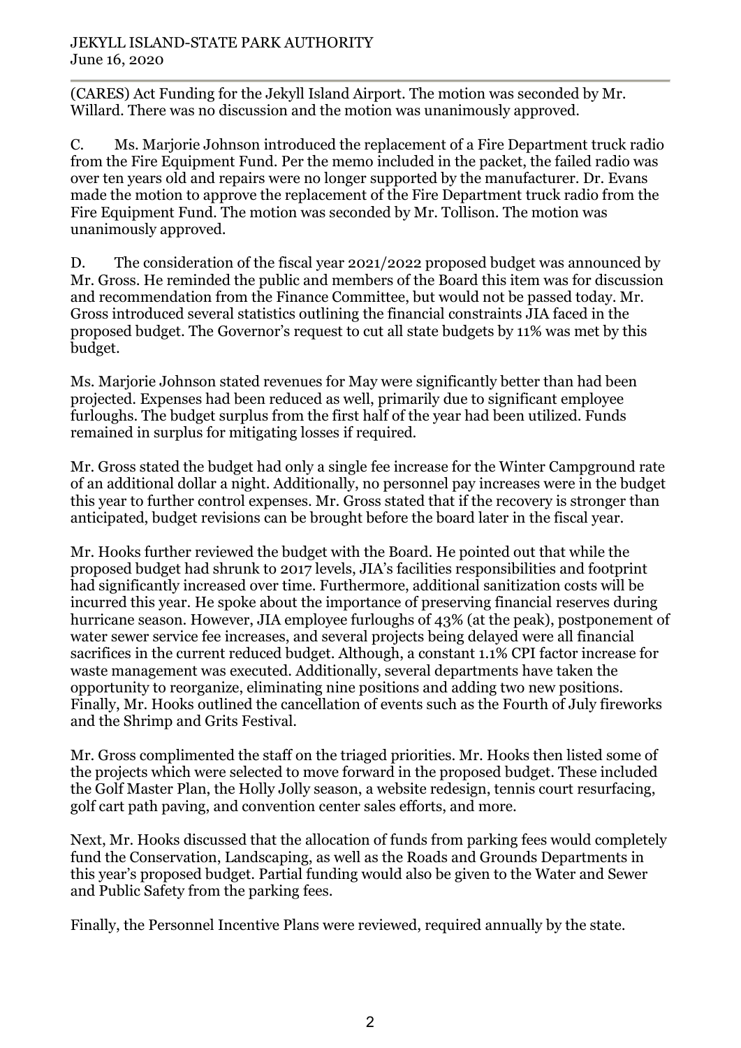(CARES) Act Funding for the Jekyll Island Airport. The motion was seconded by Mr. Willard. There was no discussion and the motion was unanimously approved.

C. Ms. Marjorie Johnson introduced the replacement of a Fire Department truck radio from the Fire Equipment Fund. Per the memo included in the packet, the failed radio was over ten years old and repairs were no longer supported by the manufacturer. Dr. Evans made the motion to approve the replacement of the Fire Department truck radio from the Fire Equipment Fund. The motion was seconded by Mr. Tollison. The motion was unanimously approved.

D. The consideration of the fiscal year 2021/2022 proposed budget was announced by Mr. Gross. He reminded the public and members of the Board this item was for discussion and recommendation from the Finance Committee, but would not be passed today. Mr. Gross introduced several statistics outlining the financial constraints JIA faced in the proposed budget. The Governor's request to cut all state budgets by 11% was met by this budget.

Ms. Marjorie Johnson stated revenues for May were significantly better than had been projected. Expenses had been reduced as well, primarily due to significant employee furloughs. The budget surplus from the first half of the year had been utilized. Funds remained in surplus for mitigating losses if required.

Mr. Gross stated the budget had only a single fee increase for the Winter Campground rate of an additional dollar a night. Additionally, no personnel pay increases were in the budget this year to further control expenses. Mr. Gross stated that if the recovery is stronger than anticipated, budget revisions can be brought before the board later in the fiscal year.

Mr. Hooks further reviewed the budget with the Board. He pointed out that while the proposed budget had shrunk to 2017 levels, JIA's facilities responsibilities and footprint had significantly increased over time. Furthermore, additional sanitization costs will be incurred this year. He spoke about the importance of preserving financial reserves during hurricane season. However, JIA employee furloughs of 43% (at the peak), postponement of water sewer service fee increases, and several projects being delayed were all financial sacrifices in the current reduced budget. Although, a constant 1.1% CPI factor increase for waste management was executed. Additionally, several departments have taken the opportunity to reorganize, eliminating nine positions and adding two new positions. Finally, Mr. Hooks outlined the cancellation of events such as the Fourth of July fireworks and the Shrimp and Grits Festival.

Mr. Gross complimented the staff on the triaged priorities. Mr. Hooks then listed some of the projects which were selected to move forward in the proposed budget. These included the Golf Master Plan, the Holly Jolly season, a website redesign, tennis court resurfacing, golf cart path paving, and convention center sales efforts, and more.

Next, Mr. Hooks discussed that the allocation of funds from parking fees would completely fund the Conservation, Landscaping, as well as the Roads and Grounds Departments in this year's proposed budget. Partial funding would also be given to the Water and Sewer and Public Safety from the parking fees.

Finally, the Personnel Incentive Plans were reviewed, required annually by the state.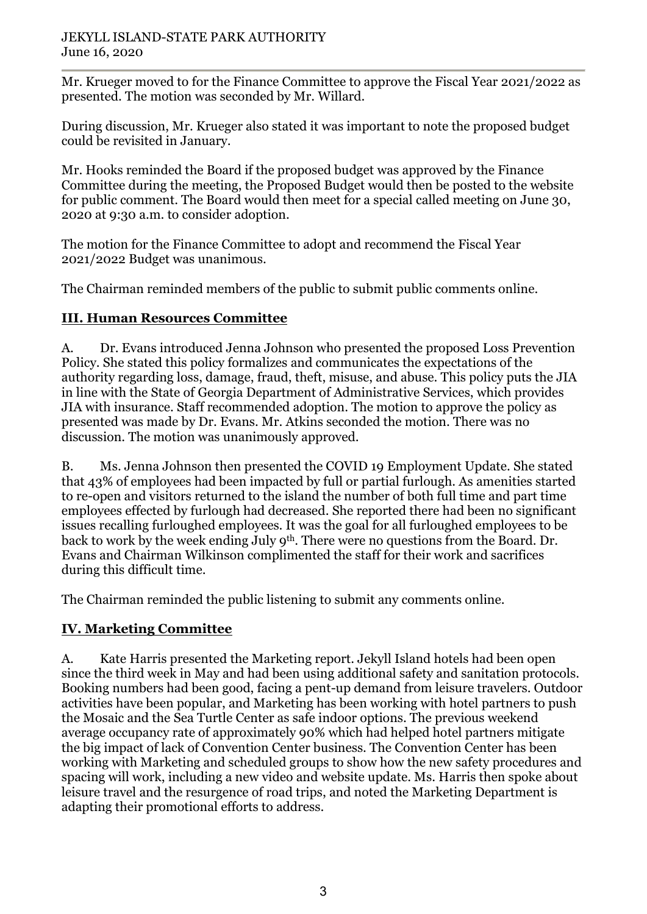Mr. Krueger moved to for the Finance Committee to approve the Fiscal Year 2021/2022 as presented. The motion was seconded by Mr. Willard.

During discussion, Mr. Krueger also stated it was important to note the proposed budget could be revisited in January.

Mr. Hooks reminded the Board if the proposed budget was approved by the Finance Committee during the meeting, the Proposed Budget would then be posted to the website for public comment. The Board would then meet for a special called meeting on June 30, 2020 at 9:30 a.m. to consider adoption.

The motion for the Finance Committee to adopt and recommend the Fiscal Year 2021/2022 Budget was unanimous.

The Chairman reminded members of the public to submit public comments online.

## III. Human Resources Committee

A. Dr. Evans introduced Jenna Johnson who presented the proposed Loss Prevention Policy. She stated this policy formalizes and communicates the expectations of the authority regarding loss, damage, fraud, theft, misuse, and abuse. This policy puts the JIA in line with the State of Georgia Department of Administrative Services, which provides JIA with insurance. Staff recommended adoption. The motion to approve the policy as presented was made by Dr. Evans. Mr. Atkins seconded the motion. There was no discussion. The motion was unanimously approved.

B. Ms. Jenna Johnson then presented the COVID 19 Employment Update. She stated that 43% of employees had been impacted by full or partial furlough. As amenities started to re-open and visitors returned to the island the number of both full time and part time employees effected by furlough had decreased. She reported there had been no significant issues recalling furloughed employees. It was the goal for all furloughed employees to be back to work by the week ending July 9th. There were no questions from the Board. Dr. Evans and Chairman Wilkinson complimented the staff for their work and sacrifices during this difficult time.

The Chairman reminded the public listening to submit any comments online.

## IV. Marketing Committee

A. Kate Harris presented the Marketing report. Jekyll Island hotels had been open since the third week in May and had been using additional safety and sanitation protocols. Booking numbers had been good, facing a pent-up demand from leisure travelers. Outdoor activities have been popular, and Marketing has been working with hotel partners to push the Mosaic and the Sea Turtle Center as safe indoor options. The previous weekend average occupancy rate of approximately 90% which had helped hotel partners mitigate the big impact of lack of Convention Center business. The Convention Center has been working with Marketing and scheduled groups to show how the new safety procedures and spacing will work, including a new video and website update. Ms. Harris then spoke about leisure travel and the resurgence of road trips, and noted the Marketing Department is adapting their promotional efforts to address.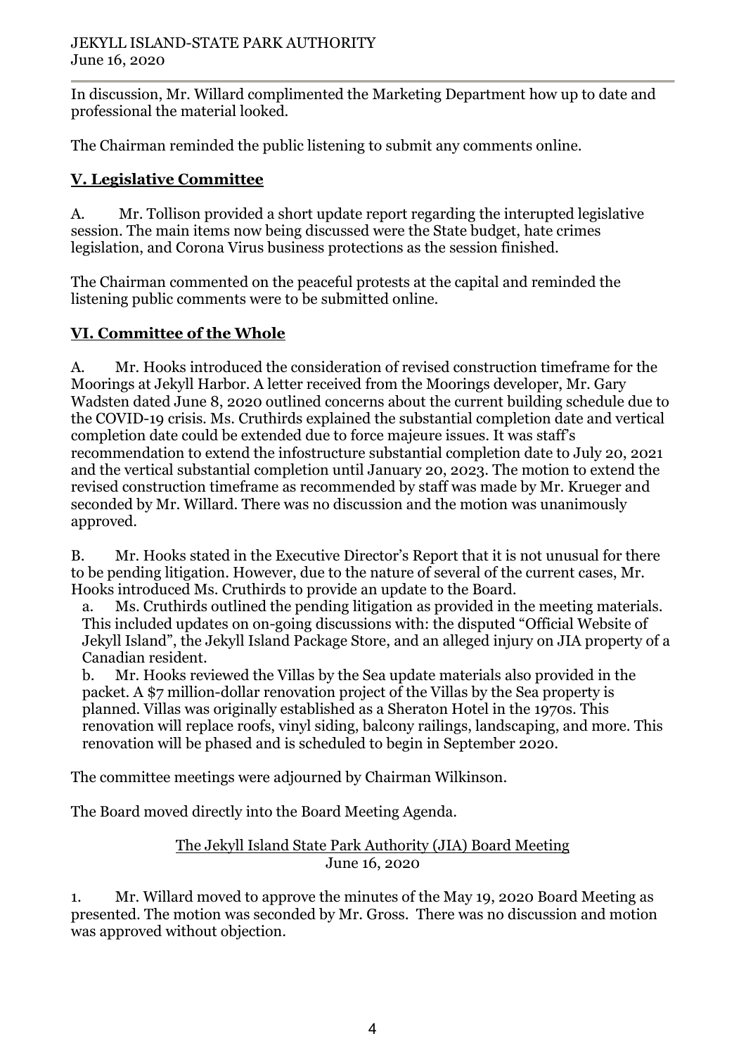In discussion, Mr. Willard complimented the Marketing Department how up to date and professional the material looked.

The Chairman reminded the public listening to submit any comments online.

## **V. Legislative Committee**

A. Mr. Tollison provided a short update report regarding the interupted legislative session. The main items now being discussed were the State budget, hate crimes legislation, and Corona Virus business protections as the session finished.

The Chairman commented on the peaceful protests at the capital and reminded the listening public comments were to be submitted online.

## **VI. Committee of the Whole**

A. Mr. Hooks introduced the consideration of revised construction timeframe for the Moorings at Jekyll Harbor. A letter received from the Moorings developer, Mr. Gary Wadsten dated June 8, 2020 outlined concerns about the current building schedule due to the COVID-19 crisis. Ms. Cruthirds explained the substantial completion date and vertical completion date could be extended due to force majeure issues. It was staff's recommendation to extend the infostructure substantial completion date to July 20, 2021 and the vertical substantial completion until January 20, 2023. The motion to extend the revised construction timeframe as recommended by staff was made by Mr. Krueger and seconded by Mr. Willard. There was no discussion and the motion was unanimously approved.

B. Mr. Hooks stated in the Executive Director's Report that it is not unusual for there to be pending litigation. However, due to the nature of several of the current cases, Mr. Hooks introduced Ms. Cruthirds to provide an update to the Board.

a. Ms. Cruthirds outlined the pending litigation as provided in the meeting materials. This included updates on on-going discussions with: the disputed "Official Website of Jekyll Island", the Jekyll Island Package Store, and an alleged injury on JIA property of a Canadian resident.

b. Mr. Hooks reviewed the Villas by the Sea update materials also provided in the packet. A $7 million-dollar renovation project of the Villas by the Sea property is planned. Villas was originally established as a Sheraton Hotel in the 1970s. This renovation will replace roofs, vinyl siding, balcony railings, landscaping, and more. This renovation will be phased and is scheduled to begin in September 2020.

The committee meetings were adjourned by Chairman Wilkinson.

The Board moved directly into the Board Meeting Agenda.

<u>The Jekyll Island State Park Authority (JIA) Board Meeting</u>
June 16, 2020

1. Mr. Willard moved to approve the minutes of the May 19, 2020 Board Meeting as presented. The motion was seconded by Mr. Gross. There was no discussion and motion was approved without objection.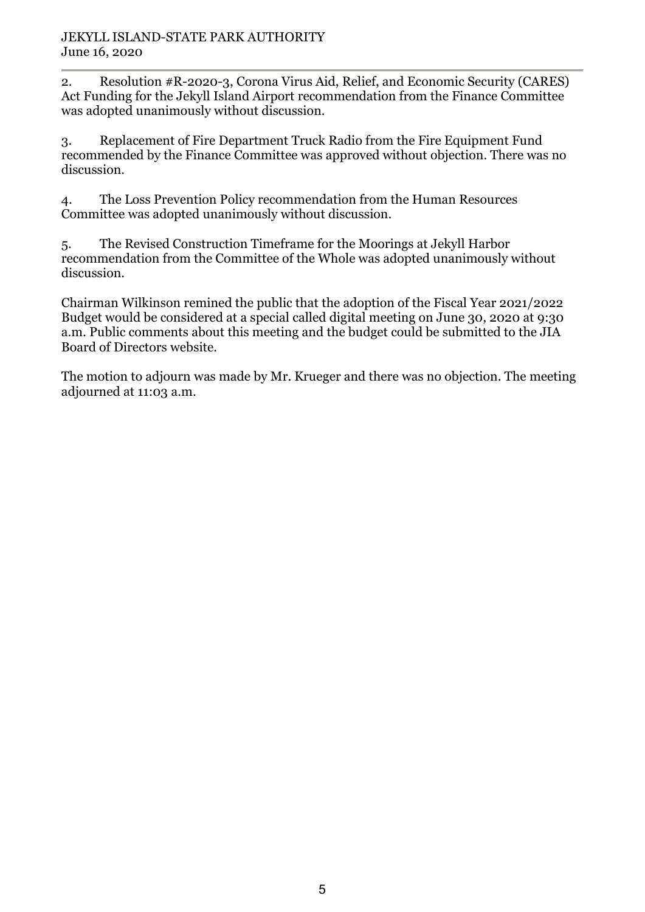2. Resolution #R-2020-3, Corona Virus Aid, Relief, and Economic Security (CARES) Act Funding for the Jekyll Island Airport recommendation from the Finance Committee was adopted unanimously without discussion.

3. Replacement of Fire Department Truck Radio from the Fire Equipment Fund recommended by the Finance Committee was approved without objection. There was no discussion.

4. The Loss Prevention Policy recommendation from the Human Resources Committee was adopted unanimously without discussion.

5. The Revised Construction Timeframe for the Moorings at Jekyll Harbor recommendation from the Committee of the Whole was adopted unanimously without discussion.

Chairman Wilkinson remined the public that the adoption of the Fiscal Year 2021/2022 Budget would be considered at a special called digital meeting on June 30, 2020 at 9:30 a.m. Public comments about this meeting and the budget could be submitted to the JIA Board of Directors website.

The motion to adjourn was made by Mr. Krueger and there was no objection. The meeting adjourned at 11:03 a.m.